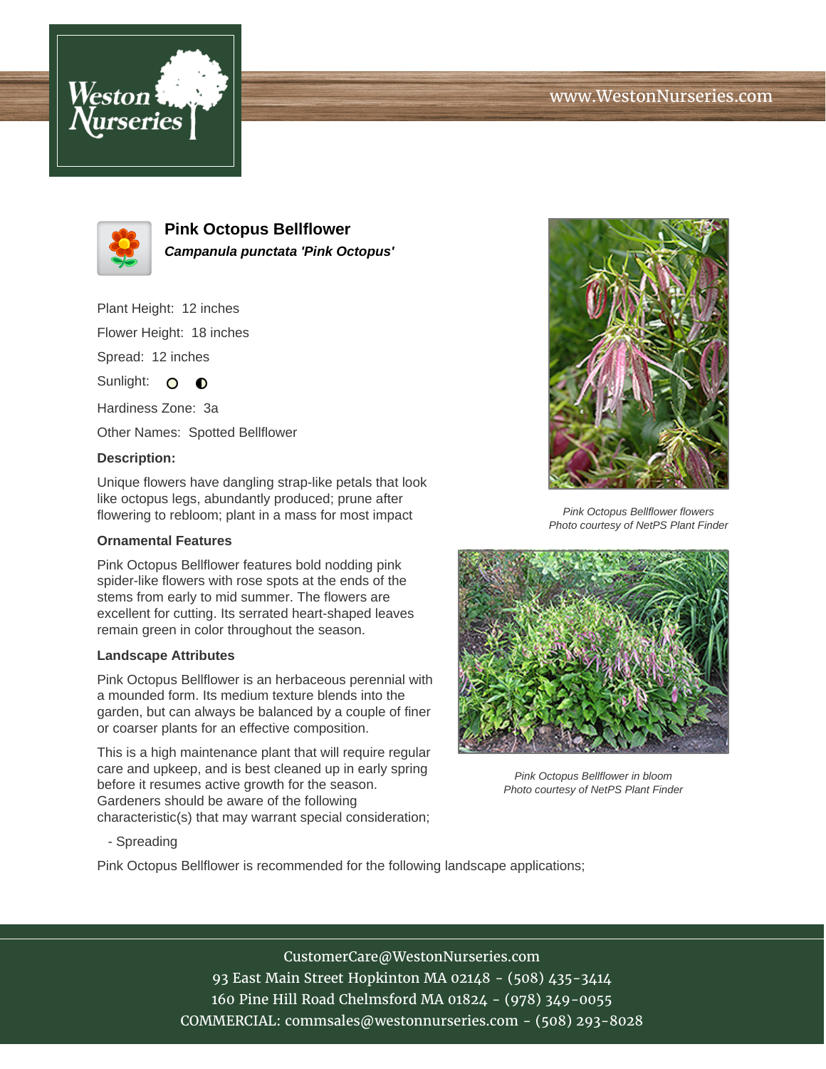# Pink Octopus Bellflower

***Campanula punctata 'Pink Octopus'***

Plant Height: 12 inches

Flower Height: 18 inches

Spread: 12 inches

Sunlight:

Hardiness Zone: 3a

Other Names: Spotted Bellflower

**Description:**

Unique flowers have dangling strap-like petals that look like octopus legs, abundantly produced; prune after flowering to rebloom; plant in a mass for most impact

*Pink Octopus Bellflower flowers*
*Photo courtesy of NetPS Plant Finder*

### Ornamental Features

Pink Octopus Bellflower features bold nodding pink spider-like flowers with rose spots at the ends of the stems from early to mid summer. The flowers are excellent for cutting. Its serrated heart-shaped leaves remain green in color throughout the season.

### Landscape Attributes

Pink Octopus Bellflower is an herbaceous perennial with a mounded form. Its medium texture blends into the garden, but can always be balanced by a couple of finer or coarser plants for an effective composition.

This is a high maintenance plant that will require regular care and upkeep, and is best cleaned up in early spring before it resumes active growth for the season. Gardeners should be aware of the following characteristic(s) that may warrant special consideration;

- Spreading

*Pink Octopus Bellflower in bloom*
*Photo courtesy of NetPS Plant Finder*

Pink Octopus Bellflower is recommended for the following landscape applications;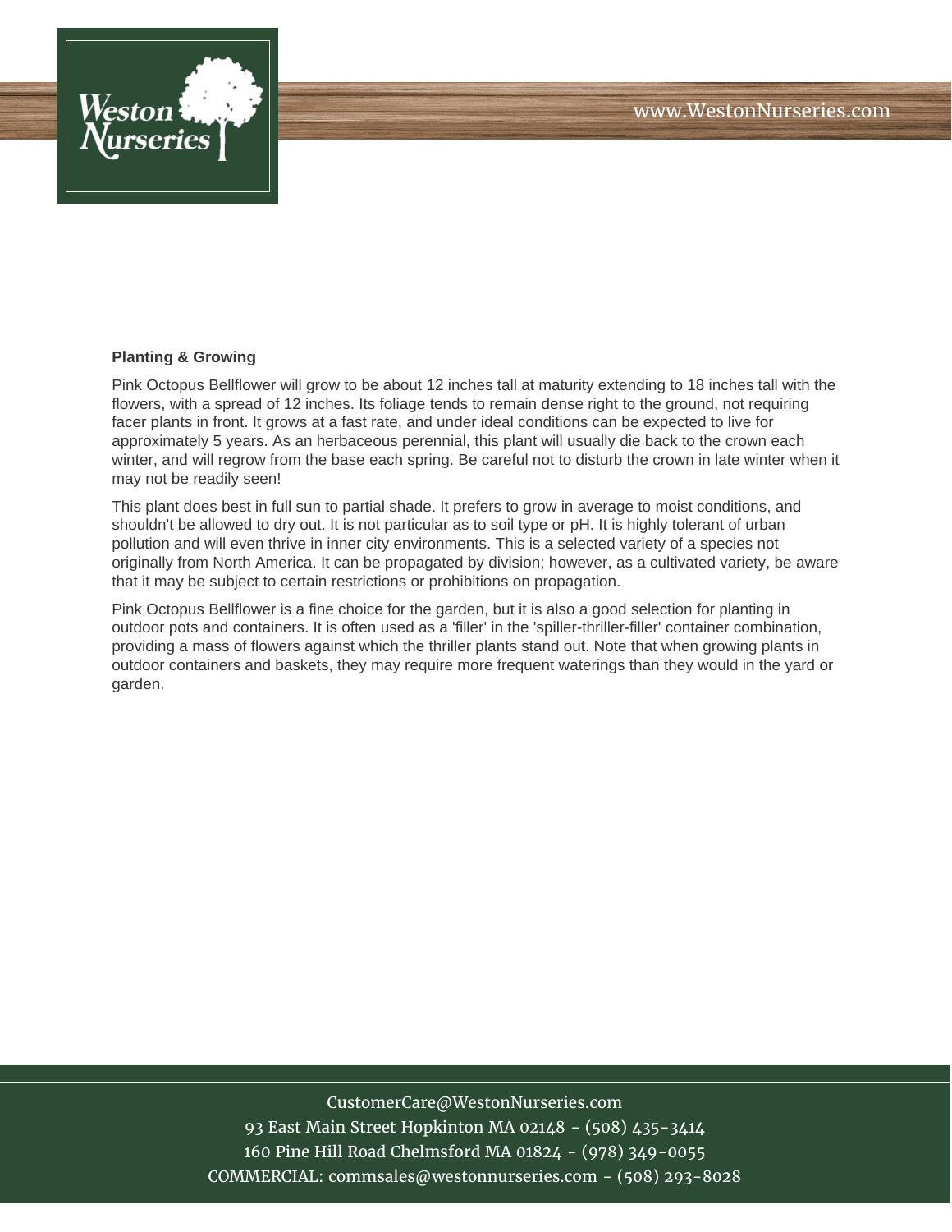**Planting & Growing**

Pink Octopus Bellflower will grow to be about 12 inches tall at maturity extending to 18 inches tall with the flowers, with a spread of 12 inches. Its foliage tends to remain dense right to the ground, not requiring facer plants in front. It grows at a fast rate, and under ideal conditions can be expected to live for approximately 5 years. As an herbaceous perennial, this plant will usually die back to the crown each winter, and will regrow from the base each spring. Be careful not to disturb the crown in late winter when it may not be readily seen!

This plant does best in full sun to partial shade. It prefers to grow in average to moist conditions, and shouldn't be allowed to dry out. It is not particular as to soil type or pH. It is highly tolerant of urban pollution and will even thrive in inner city environments. This is a selected variety of a species not originally from North America. It can be propagated by division; however, as a cultivated variety, be aware that it may be subject to certain restrictions or prohibitions on propagation.

Pink Octopus Bellflower is a fine choice for the garden, but it is also a good selection for planting in outdoor pots and containers. It is often used as a 'filler' in the 'spiller-thriller-filler' container combination, providing a mass of flowers against which the thriller plants stand out. Note that when growing plants in outdoor containers and baskets, they may require more frequent waterings than they would in the yard or garden.